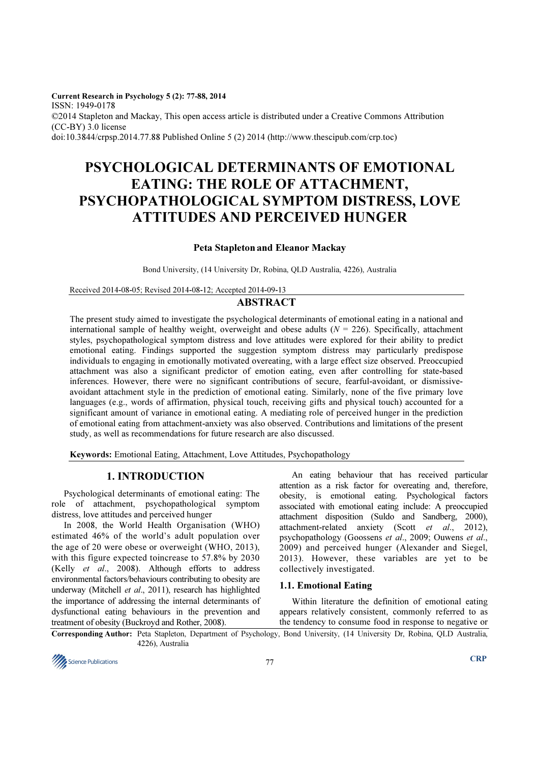Current Research in Psychology 5 (2): 77-88, 2014
ISSN: 1949-0178
©2014 Stapleton and Mackay, This open access article is distributed under a Creative Commons Attribution (CC-BY) 3.0 license
doi:10.3844/crpsp.2014.77.88 Published Online 5 (2) 2014 (http://www.thescipub.com/crp.toc)

# PSYCHOLOGICAL DETERMINANTS OF EMOTIONAL EATING: THE ROLE OF ATTACHMENT, PSYCHOPATHOLOGICAL SYMPTOM DISTRESS, LOVE ATTITUDES AND PERCEIVED HUNGER

**Peta Stapleton and Eleanor Mackay**

Bond University, (14 University Dr, Robina, QLD Australia, 4226), Australia

Received 2014-08-05; Revised 2014-08-12; Accepted 2014-09-13

## ABSTRACT

The present study aimed to investigate the psychological determinants of emotional eating in a national and international sample of healthy weight, overweight and obese adults ($N = 226$). Specifically, attachment styles, psychopathological symptom distress and love attitudes were explored for their ability to predict emotional eating. Findings supported the suggestion symptom distress may particularly predispose individuals to engaging in emotionally motivated overeating, with a large effect size observed. Preoccupied attachment was also a significant predictor of emotion eating, even after controlling for state-based inferences. However, there were no significant contributions of secure, fearful-avoidant, or dismissive-avoidant attachment style in the prediction of emotional eating. Similarly, none of the five primary love languages (e.g., words of affirmation, physical touch, receiving gifts and physical touch) accounted for a significant amount of variance in emotional eating. A mediating role of perceived hunger in the prediction of emotional eating from attachment-anxiety was also observed. Contributions and limitations of the present study, as well as recommendations for future research are also discussed.

**Keywords:** Emotional Eating, Attachment, Love Attitudes, Psychopathology

## 1. INTRODUCTION

Psychological determinants of emotional eating: The role of attachment, psychopathological symptom distress, love attitudes and perceived hunger

In 2008, the World Health Organisation (WHO) estimated 46% of the world's adult population over the age of 20 were obese or overweight (WHO, 2013), with this figure expected toincrease to 57.8% by 2030 (Kelly *et al*., 2008). Although efforts to address environmental factors/behaviours contributing to obesity are underway (Mitchell *et al*., 2011), research has highlighted the importance of addressing the internal determinants of dysfunctional eating behaviours in the prevention and treatment of obesity (Buckroyd and Rother, 2008).

An eating behaviour that has received particular attention as a risk factor for overeating and, therefore, obesity, is emotional eating. Psychological factors associated with emotional eating include: A preoccupied attachment disposition (Suldo and Sandberg, 2000), attachment-related anxiety (Scott *et al*., 2012), psychopathology (Goossens *et al*., 2009; Ouwens *et al*., 2009) and perceived hunger (Alexander and Siegel, 2013). However, these variables are yet to be collectively investigated.

### 1.1. Emotional Eating

Within literature the definition of emotional eating appears relatively consistent, commonly referred to as the tendency to consume food in response to negative or

**Corresponding Author:** Peta Stapleton, Department of Psychology, Bond University, (14 University Dr, Robina, QLD Australia, 4226), Australia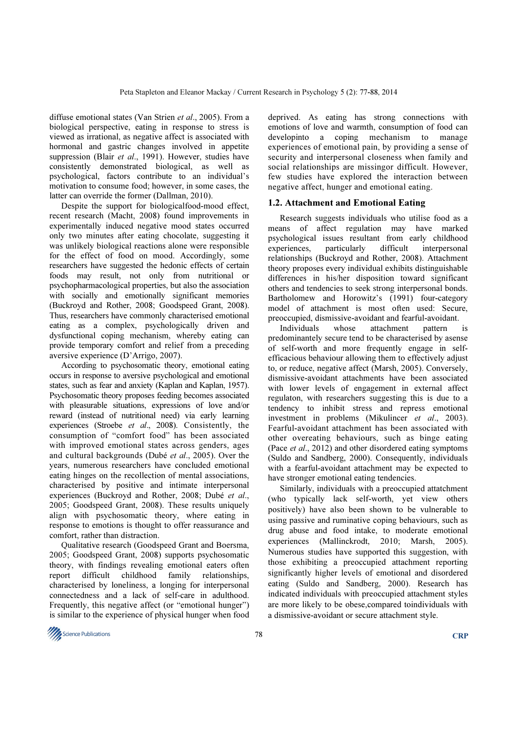diffuse emotional states (Van Strien *et al*., 2005). From a biological perspective, eating in response to stress is viewed as irrational, as negative affect is associated with hormonal and gastric changes involved in appetite suppression (Blair *et al*., 1991). However, studies have consistently demonstrated biological, as well as psychological, factors contribute to an individual's motivation to consume food; however, in some cases, the latter can override the former (Dallman, 2010).

Despite the support for biologicalfood-mood effect, recent research (Macht, 2008) found improvements in experimentally induced negative mood states occurred only two minutes after eating chocolate, suggesting it was unlikely biological reactions alone were responsible for the effect of food on mood. Accordingly, some researchers have suggested the hedonic effects of certain foods may result, not only from nutritional or psychopharmacological properties, but also the association with socially and emotionally significant memories (Buckroyd and Rother, 2008; Goodspeed Grant, 2008). Thus, researchers have commonly characterised emotional eating as a complex, psychologically driven and dysfunctional coping mechanism, whereby eating can provide temporary comfort and relief from a preceding aversive experience (D'Arrigo, 2007).

According to psychosomatic theory, emotional eating occurs in response to aversive psychological and emotional states, such as fear and anxiety (Kaplan and Kaplan, 1957). Psychosomatic theory proposes feeding becomes associated with pleasurable situations, expressions of love and/or reward (instead of nutritional need) via early learning experiences (Stroebe *et al*., 2008). Consistently, the consumption of "comfort food" has been associated with improved emotional states across genders, ages and cultural backgrounds (Dubé *et al*., 2005). Over the years, numerous researchers have concluded emotional eating hinges on the recollection of mental associations, characterised by positive and intimate interpersonal experiences (Buckroyd and Rother, 2008; Dubé *et al*., 2005; Goodspeed Grant, 2008). These results uniquely align with psychosomatic theory, where eating in response to emotions is thought to offer reassurance and comfort, rather than distraction.

Qualitative research (Goodspeed Grant and Boersma, 2005; Goodspeed Grant, 2008) supports psychosomatic theory, with findings revealing emotional eaters often report difficult childhood family relationships, characterised by loneliness, a longing for interpersonal connectedness and a lack of self-care in adulthood. Frequently, this negative affect (or "emotional hunger") is similar to the experience of physical hunger when food deprived. As eating has strong connections with emotions of love and warmth, consumption of food can developinto a coping mechanism to manage experiences of emotional pain, by providing a sense of security and interpersonal closeness when family and social relationships are missingor difficult. However, few studies have explored the interaction between negative affect, hunger and emotional eating.

## 1.2. Attachment and Emotional Eating

Research suggests individuals who utilise food as a means of affect regulation may have marked psychological issues resultant from early childhood experiences, particularly difficult interpersonal relationships (Buckroyd and Rother, 2008). Attachment theory proposes every individual exhibits distinguishable differences in his/her disposition toward significant others and tendencies to seek strong interpersonal bonds. Bartholomew and Horowitz's (1991) four-category model of attachment is most often used: Secure, preoccupied, dismissive-avoidant and fearful-avoidant.

Individuals whose attachment pattern is predominantely secure tend to be characterised by asense of self-worth and more frequently engage in self-efficacious behaviour allowing them to effectively adjust to, or reduce, negative affect (Marsh, 2005). Conversely, dismissive-avoidant attachments have been associated with lower levels of engagement in external affect regulaton, with researchers suggesting this is due to a tendency to inhibit stress and repress emotional investment in problems (Mikulincer *et al*., 2003). Fearful-avoidant attachment has been associated with other overeating behaviours, such as binge eating (Pace *et al*., 2012) and other disordered eating symptoms (Suldo and Sandberg, 2000). Consequently, individuals with a fearful-avoidant attachment may be expected to have stronger emotional eating tendencies.

Similarly, individuals with a preoccupied attatchment (who typically lack self-worth, yet view others positively) have also been shown to be vulnerable to using passive and ruminative coping behaviours, such as drug abuse and food intake, to moderate emotional experiences (Mallinckrodt, 2010; Marsh, 2005). Numerous studies have supported this suggestion, with those exhibiting a preoccupied attachment reporting significantly higher levels of emotional and disordered eating (Suldo and Sandberg, 2000). Research has indicated individuals with preoccupied attachment styles are more likely to be obese,compared toindividuals with a dismissive-avoidant or secure attachment style.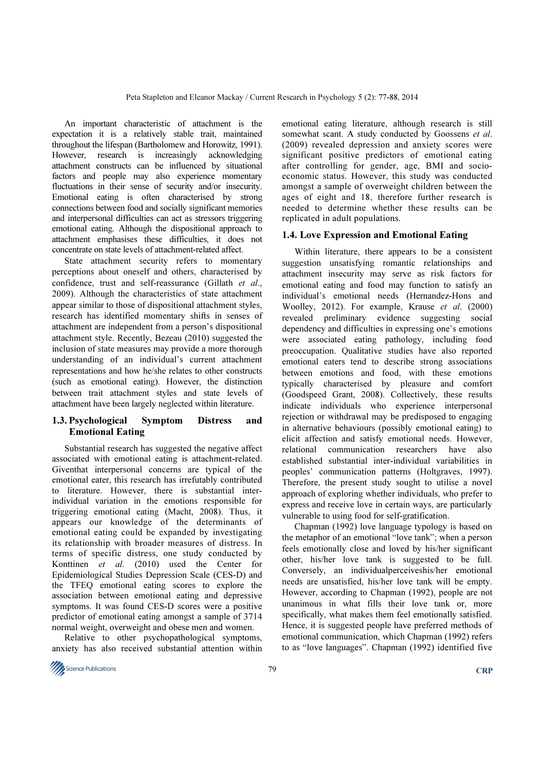An important characteristic of attachment is the expectation it is a relatively stable trait, maintained throughout the lifespan (Bartholomew and Horowitz, 1991). However, research is increasingly acknowledging attachment constructs can be influenced by situational factors and people may also experience momentary fluctuations in their sense of security and/or insecurity. Emotional eating is often characterised by strong connections between food and socially significant memories and interpersonal difficulties can act as stressors triggering emotional eating. Although the dispositional approach to attachment emphasises these difficulties, it does not concentrate on state levels of attachment-related affect.

State attachment security refers to momentary perceptions about oneself and others, characterised by confidence, trust and self-reassurance (Gillath *et al*., 2009). Although the characteristics of state attachment appear similar to those of dispositional attachment styles, research has identified momentary shifts in senses of attachment are independent from a person's dispositional attachment style. Recently, Bezeau (2010) suggested the inclusion of state measures may provide a more thorough understanding of an individual's current attachment representations and how he/she relates to other constructs (such as emotional eating). However, the distinction between trait attachment styles and state levels of attachment have been largely neglected within literature.

### 1.3. Psychological Symptom Distress and Emotional Eating

Substantial research has suggested the negative affect associated with emotional eating is attachment-related. Giventhat interpersonal concerns are typical of the emotional eater, this research has irrefutably contributed to literature. However, there is substantial inter-individual variation in the emotions responsible for triggering emotional eating (Macht, 2008). Thus, it appears our knowledge of the determinants of emotional eating could be expanded by investigating its relationship with broader measures of distress. In terms of specific distress, one study conducted by Konttinen *et al*. (2010) used the Center for Epidemiological Studies Depression Scale (CES-D) and the TFEQ emotional eating scores to explore the association between emotional eating and depressive symptoms. It was found CES-D scores were a positive predictor of emotional eating amongst a sample of 3714 normal weight, overweight and obese men and women.

Relative to other psychopathological symptoms, anxiety has also received substantial attention within emotional eating literature, although research is still somewhat scant. A study conducted by Goossens *et al*. (2009) revealed depression and anxiety scores were significant positive predictors of emotional eating after controlling for gender, age, BMI and socio-economic status. However, this study was conducted amongst a sample of overweight children between the ages of eight and 18, therefore further research is needed to determine whether these results can be replicated in adult populations.

### 1.4. Love Expression and Emotional Eating

Within literature, there appears to be a consistent suggestion unsatisfying romantic relationships and attachment insecurity may serve as risk factors for emotional eating and food may function to satisfy an individual's emotional needs (Hernandez-Hons and Woolley, 2012). For example, Krause *et al*. (2000) revealed preliminary evidence suggesting social dependency and difficulties in expressing one's emotions were associated eating pathology, including food preoccupation. Qualitative studies have also reported emotional eaters tend to describe strong associations between emotions and food, with these emotions typically characterised by pleasure and comfort (Goodspeed Grant, 2008). Collectively, these results indicate individuals who experience interpersonal rejection or withdrawal may be predisposed to engaging in alternative behaviours (possibly emotional eating) to elicit affection and satisfy emotional needs. However, relational communication researchers have also established substantial inter-individual variabilities in peoples' communication patterns (Holtgraves, 1997). Therefore, the present study sought to utilise a novel approach of exploring whether individuals, who prefer to express and receive love in certain ways, are particularly vulnerable to using food for self-gratification.

Chapman (1992) love language typology is based on the metaphor of an emotional "love tank"; when a person feels emotionally close and loved by his/her significant other, his/her love tank is suggested to be full. Conversely, an individualperceiveshis/her emotional needs are unsatisfied, his/her love tank will be empty. However, according to Chapman (1992), people are not unanimous in what fills their love tank or, more specifically, what makes them feel emotionally satisfied. Hence, it is suggested people have preferred methods of emotional communication, which Chapman (1992) refers to as "love languages". Chapman (1992) identified five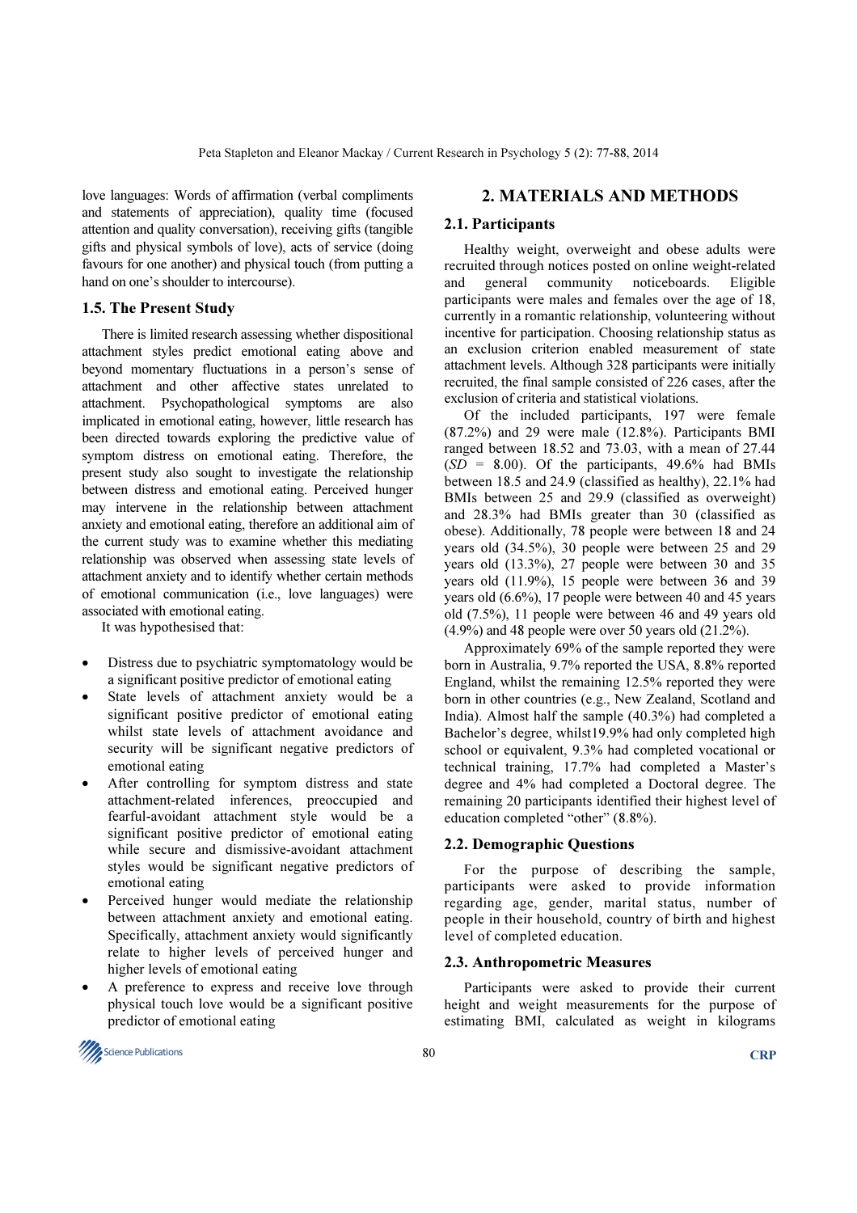love languages: Words of affirmation (verbal compliments and statements of appreciation), quality time (focused attention and quality conversation), receiving gifts (tangible gifts and physical symbols of love), acts of service (doing favours for one another) and physical touch (from putting a hand on one's shoulder to intercourse).

### 1.5. The Present Study

There is limited research assessing whether dispositional attachment styles predict emotional eating above and beyond momentary fluctuations in a person's sense of attachment and other affective states unrelated to attachment. Psychopathological symptoms are also implicated in emotional eating, however, little research has been directed towards exploring the predictive value of symptom distress on emotional eating. Therefore, the present study also sought to investigate the relationship between distress and emotional eating. Perceived hunger may intervene in the relationship between attachment anxiety and emotional eating, therefore an additional aim of the current study was to examine whether this mediating relationship was observed when assessing state levels of attachment anxiety and to identify whether certain methods of emotional communication (i.e., love languages) were associated with emotional eating.

It was hypothesised that:

- Distress due to psychiatric symptomatology would be a significant positive predictor of emotional eating
- State levels of attachment anxiety would be a significant positive predictor of emotional eating whilst state levels of attachment avoidance and security will be significant negative predictors of emotional eating
- After controlling for symptom distress and state attachment-related inferences, preoccupied and fearful-avoidant attachment style would be a significant positive predictor of emotional eating while secure and dismissive-avoidant attachment styles would be significant negative predictors of emotional eating
- Perceived hunger would mediate the relationship between attachment anxiety and emotional eating. Specifically, attachment anxiety would significantly relate to higher levels of perceived hunger and higher levels of emotional eating
- A preference to express and receive love through physical touch love would be a significant positive predictor of emotional eating

## 2. MATERIALS AND METHODS

### 2.1. Participants

Healthy weight, overweight and obese adults were recruited through notices posted on online weight-related and general community noticeboards. Eligible participants were males and females over the age of 18, currently in a romantic relationship, volunteering without incentive for participation. Choosing relationship status as an exclusion criterion enabled measurement of state attachment levels. Although 328 participants were initially recruited, the final sample consisted of 226 cases, after the exclusion of criteria and statistical violations.

Of the included participants, 197 were female (87.2%) and 29 were male (12.8%). Participants BMI ranged between 18.52 and 73.03, with a mean of 27.44 (*SD* = 8.00). Of the participants, 49.6% had BMIs between 18.5 and 24.9 (classified as healthy), 22.1% had BMIs between 25 and 29.9 (classified as overweight) and 28.3% had BMIs greater than 30 (classified as obese). Additionally, 78 people were between 18 and 24 years old (34.5%), 30 people were between 25 and 29 years old (13.3%), 27 people were between 30 and 35 years old (11.9%), 15 people were between 36 and 39 years old (6.6%), 17 people were between 40 and 45 years old (7.5%), 11 people were between 46 and 49 years old (4.9%) and 48 people were over 50 years old (21.2%).

Approximately 69% of the sample reported they were born in Australia, 9.7% reported the USA, 8.8% reported England, whilst the remaining 12.5% reported they were born in other countries (e.g., New Zealand, Scotland and India). Almost half the sample (40.3%) had completed a Bachelor's degree, whilst19.9% had only completed high school or equivalent, 9.3% had completed vocational or technical training, 17.7% had completed a Master's degree and 4% had completed a Doctoral degree. The remaining 20 participants identified their highest level of education completed "other" (8.8%).

### 2.2. Demographic Questions

For the purpose of describing the sample, participants were asked to provide information regarding age, gender, marital status, number of people in their household, country of birth and highest level of completed education.

### 2.3. Anthropometric Measures

Participants were asked to provide their current height and weight measurements for the purpose of estimating BMI, calculated as weight in kilograms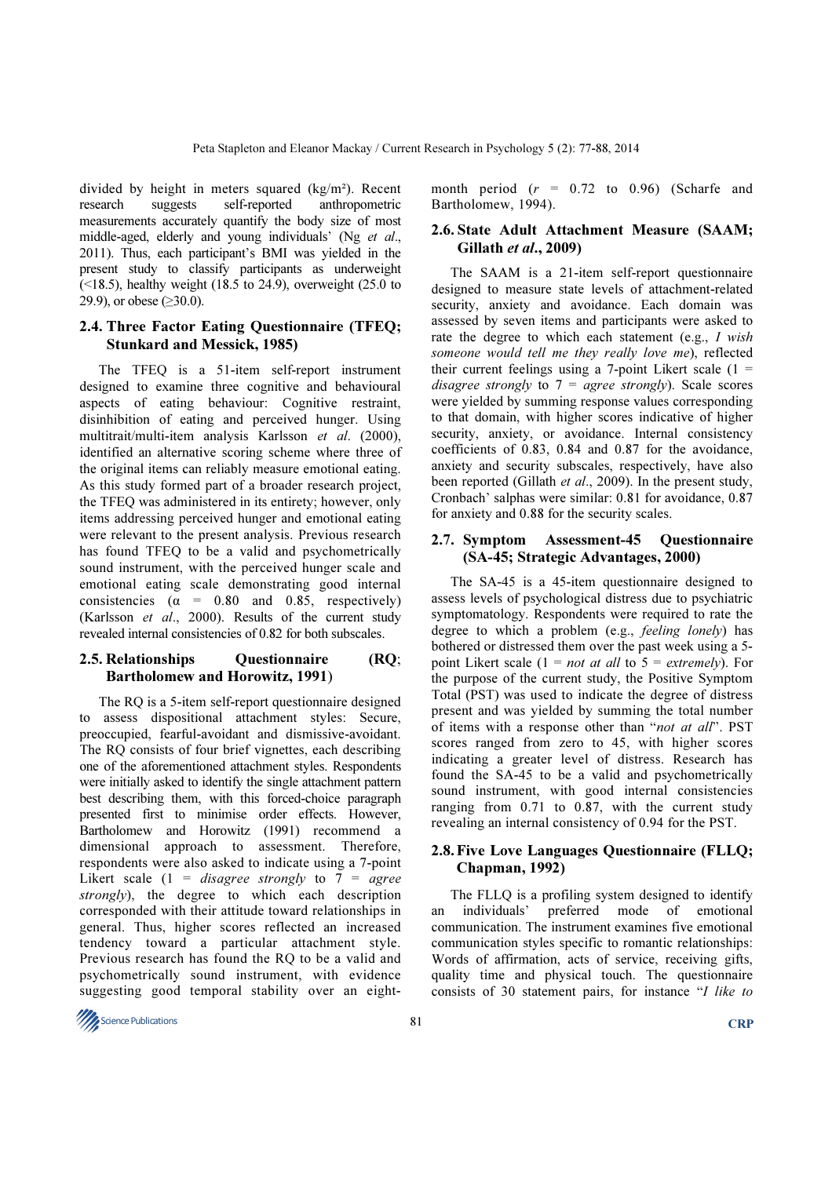divided by height in meters squared (kg/m²). Recent research suggests self-reported anthropometric measurements accurately quantify the body size of most middle-aged, elderly and young individuals' (Ng *et al*., 2011). Thus, each participant's BMI was yielded in the present study to classify participants as underweight (<18.5), healthy weight (18.5 to 24.9), overweight (25.0 to 29.9), or obese (≥30.0).

## 2.4. Three Factor Eating Questionnaire (TFEQ; Stunkard and Messick, 1985)

The TFEQ is a 51-item self-report instrument designed to examine three cognitive and behavioural aspects of eating behaviour: Cognitive restraint, disinhibition of eating and perceived hunger. Using multitrait/multi-item analysis Karlsson *et al*. (2000), identified an alternative scoring scheme where three of the original items can reliably measure emotional eating. As this study formed part of a broader research project, the TFEQ was administered in its entirety; however, only items addressing perceived hunger and emotional eating were relevant to the present analysis. Previous research has found TFEQ to be a valid and psychometrically sound instrument, with the perceived hunger scale and emotional eating scale demonstrating good internal consistencies ($\alpha$ = 0.80 and 0.85, respectively) (Karlsson *et al*., 2000). Results of the current study revealed internal consistencies of 0.82 for both subscales.

## 2.5. Relationships Questionnaire (RQ; Bartholomew and Horowitz, 1991)

The RQ is a 5-item self-report questionnaire designed to assess dispositional attachment styles: Secure, preoccupied, fearful-avoidant and dismissive-avoidant. The RQ consists of four brief vignettes, each describing one of the aforementioned attachment styles. Respondents were initially asked to identify the single attachment pattern best describing them, with this forced-choice paragraph presented first to minimise order effects. However, Bartholomew and Horowitz (1991) recommend a dimensional approach to assessment. Therefore, respondents were also asked to indicate using a 7-point Likert scale (1 = *disagree strongly* to 7 = *agree strongly*), the degree to which each description corresponded with their attitude toward relationships in general. Thus, higher scores reflected an increased tendency toward a particular attachment style. Previous research has found the RQ to be a valid and psychometrically sound instrument, with evidence suggesting good temporal stability over an eight-month period ($r$ = 0.72 to 0.96) (Scharfe and Bartholomew, 1994).

## 2.6. State Adult Attachment Measure (SAAM; Gillath *et al*., 2009)

The SAAM is a 21-item self-report questionnaire designed to measure state levels of attachment-related security, anxiety and avoidance. Each domain was assessed by seven items and participants were asked to rate the degree to which each statement (e.g., *I wish someone would tell me they really love me*), reflected their current feelings using a 7-point Likert scale (1 = *disagree strongly* to 7 = *agree strongly*). Scale scores were yielded by summing response values corresponding to that domain, with higher scores indicative of higher security, anxiety, or avoidance. Internal consistency coefficients of 0.83, 0.84 and 0.87 for the avoidance, anxiety and security subscales, respectively, have also been reported (Gillath *et al*., 2009). In the present study, Cronbach' salphas were similar: 0.81 for avoidance, 0.87 for anxiety and 0.88 for the security scales.

## 2.7. Symptom Assessment-45 Questionnaire (SA-45; Strategic Advantages, 2000)

The SA-45 is a 45-item questionnaire designed to assess levels of psychological distress due to psychiatric symptomatology. Respondents were required to rate the degree to which a problem (e.g., *feeling lonely*) has bothered or distressed them over the past week using a 5-point Likert scale (1 = *not at all* to 5 = *extremely*). For the purpose of the current study, the Positive Symptom Total (PST) was used to indicate the degree of distress present and was yielded by summing the total number of items with a response other than "*not at all*". PST scores ranged from zero to 45, with higher scores indicating a greater level of distress. Research has found the SA-45 to be a valid and psychometrically sound instrument, with good internal consistencies ranging from 0.71 to 0.87, with the current study revealing an internal consistency of 0.94 for the PST.

## 2.8. Five Love Languages Questionnaire (FLLQ; Chapman, 1992)

The FLLQ is a profiling system designed to identify an individuals' preferred mode of emotional communication. The instrument examines five emotional communication styles specific to romantic relationships: Words of affirmation, acts of service, receiving gifts, quality time and physical touch. The questionnaire consists of 30 statement pairs, for instance "*I like to*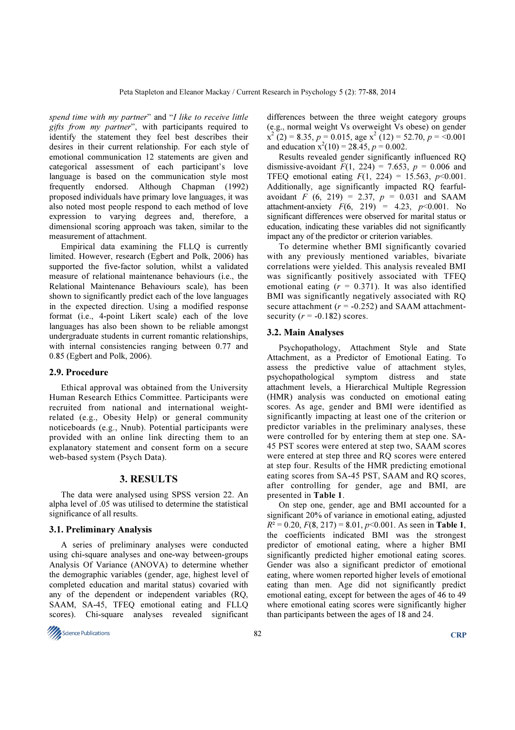*spend time with my partner*" and "*I like to receive little gifts from my partner*", with participants required to identify the statement they feel best describes their desires in their current relationship. For each style of emotional communication 12 statements are given and categorical assessment of each participant's love language is based on the communication style most frequently endorsed. Although Chapman (1992) proposed individuals have primary love languages, it was also noted most people respond to each method of love expression to varying degrees and, therefore, a dimensional scoring approach was taken, similar to the measurement of attachment.

Empirical data examining the FLLQ is currently limited. However, research (Egbert and Polk, 2006) has supported the five-factor solution, whilst a validated measure of relational maintenance behaviours (i.e., the Relational Maintenance Behaviours scale), has been shown to significantly predict each of the love languages in the expected direction. Using a modified response format (i.e., 4-point Likert scale) each of the love languages has also been shown to be reliable amongst undergraduate students in current romantic relationships, with internal consistencies ranging between 0.77 and 0.85 (Egbert and Polk, 2006).

### 2.9. Procedure

Ethical approval was obtained from the University Human Research Ethics Committee. Participants were recruited from national and international weight-related (e.g., Obesity Help) or general community noticeboards (e.g., Nnub). Potential participants were provided with an online link directing them to an explanatory statement and consent form on a secure web-based system (Psych Data).

## 3. RESULTS

The data were analysed using SPSS version 22. An alpha level of .05 was utilised to determine the statistical significance of all results.

### 3.1. Preliminary Analysis

A series of preliminary analyses were conducted using chi-square analyses and one-way between-groups Analysis Of Variance (ANOVA) to determine whether the demographic variables (gender, age, highest level of completed education and marital status) covaried with any of the dependent or independent variables (RQ, SAAM, SA-45, TFEQ emotional eating and FLLQ scores). Chi-square analyses revealed significant differences between the three weight category groups (e.g., normal weight Vs overweight Vs obese) on gender $x^2$ (2) = 8.35, $p$ = 0.015, age $x^2$ (12) = 52.70, $p$ = <0.001 and education $x^2$(10) = 28.45, $p$ = 0.002.

Results revealed gender significantly influenced RQ dismissive-avoidant $F$(1, 224) = 7.653, $p$ = 0.006 and TFEQ emotional eating $F$(1, 224) = 15.563, $p$<0.001. Additionally, age significantly impacted RQ fearful-avoidant $F$ (6, 219) = 2.37, $p$ = 0.031 and SAAM attachment-anxiety $F$(6, 219) = 4.23, $p$<0.001. No significant differences were observed for marital status or education, indicating these variables did not significantly impact any of the predictor or criterion variables.

To determine whether BMI significantly covaried with any previously mentioned variables, bivariate correlations were yielded. This analysis revealed BMI was significantly positively associated with TFEQ emotional eating ($r$ = 0.371). It was also identified BMI was significantly negatively associated with RQ secure attachment ($r$ = -0.252) and SAAM attachment-security ($r$ = -0.182) scores.

### 3.2. Main Analyses

Psychopathology, Attachment Style and State Attachment, as a Predictor of Emotional Eating. To assess the predictive value of attachment styles, psychopathological symptom distress and state attachment levels, a Hierarchical Multiple Regression (HMR) analysis was conducted on emotional eating scores. As age, gender and BMI were identified as significantly impacting at least one of the criterion or predictor variables in the preliminary analyses, these were controlled for by entering them at step one. SA-45 PST scores were entered at step two, SAAM scores were entered at step three and RQ scores were entered at step four. Results of the HMR predicting emotional eating scores from SA-45 PST, SAAM and RQ scores, after controlling for gender, age and BMI, are presented in **Table 1**.

On step one, gender, age and BMI accounted for a significant 20% of variance in emotional eating, adjusted $R^2$ = 0.20, $F$(8, 217) = 8.01, $p$<0.001. As seen in **Table 1**, the coefficients indicated BMI was the strongest predictor of emotional eating, where a higher BMI significantly predicted higher emotional eating scores. Gender was also a significant predictor of emotional eating, where women reported higher levels of emotional eating than men. Age did not significantly predict emotional eating, except for between the ages of 46 to 49 where emotional eating scores were significantly higher than participants between the ages of 18 and 24.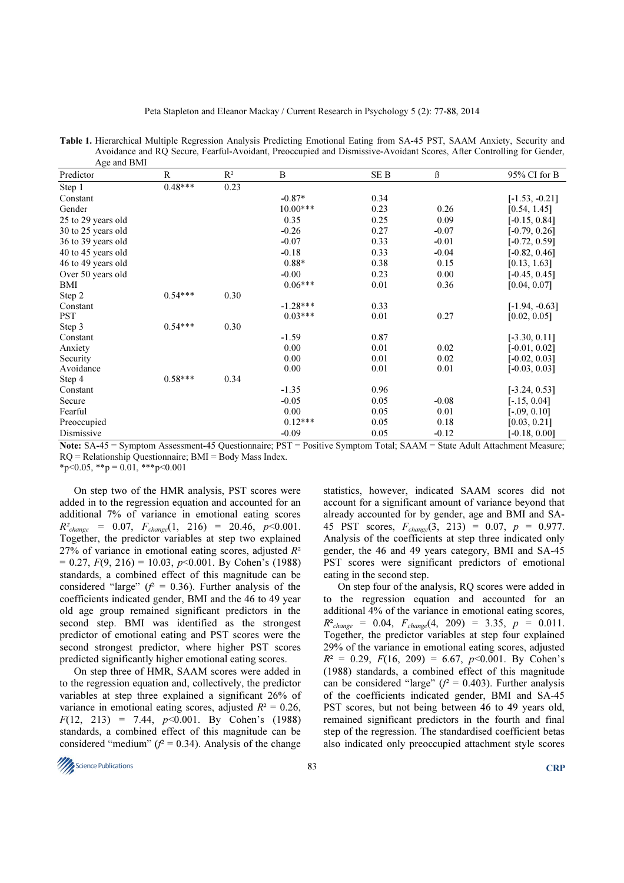**Table 1.** Hierarchical Multiple Regression Analysis Predicting Emotional Eating from SA-45 PST, SAAM Anxiety, Security and Avoidance and RQ Secure, Fearful-Avoidant, Preoccupied and Dismissive-Avoidant Scores, After Controlling for Gender, Age and BMI

| Predictor | R | R² | B | SE B | ß | 95% CI for B |
|---|---|---|---|---|---|---|
| Step 1 | 0.48*** | 0.23 | | | | |
| Constant | | | -0.87* | 0.34 | | [-1.53, -0.21] |
| Gender | | | 10.00*** | 0.23 | 0.26 | [0.54, 1.45] |
| 25 to 29 years old | | | 0.35 | 0.25 | 0.09 | [-0.15, 0.84] |
| 30 to 25 years old | | | -0.26 | 0.27 | -0.07 | [-0.79, 0.26] |
| 36 to 39 years old | | | -0.07 | 0.33 | -0.01 | [-0.72, 0.59] |
| 40 to 45 years old | | | -0.18 | 0.33 | -0.04 | [-0.82, 0.46] |
| 46 to 49 years old | | | 0.88* | 0.38 | 0.15 | [0.13, 1.63] |
| Over 50 years old | | | -0.00 | 0.23 | 0.00 | [-0.45, 0.45] |
| BMI | | | 0.06*** | 0.01 | 0.36 | [0.04, 0.07] |
| Step 2 | 0.54*** | 0.30 | | | | |
| Constant | | | -1.28*** | 0.33 | | [-1.94, -0.63] |
| PST | | | 0.03*** | 0.01 | 0.27 | [0.02, 0.05] |
| Step 3 | 0.54*** | 0.30 | | | | |
| Constant | | | -1.59 | 0.87 | | [-3.30, 0.11] |
| Anxiety | | | 0.00 | 0.01 | 0.02 | [-0.01, 0.02] |
| Security | | | 0.00 | 0.01 | 0.02 | [-0.02, 0.03] |
| Avoidance | | | 0.00 | 0.01 | 0.01 | [-0.03, 0.03] |
| Step 4 | 0.58*** | 0.34 | | | | |
| Constant | | | -1.35 | 0.96 | | [-3.24, 0.53] |
| Secure | | | -0.05 | 0.05 | -0.08 | [-.15, 0.04] |
| Fearful | | | 0.00 | 0.05 | 0.01 | [-.09, 0.10] |
| Preoccupied | | | 0.12*** | 0.05 | 0.18 | [0.03, 0.21] |
| Dismissive | | | -0.09 | 0.05 | -0.12 | [-0.18, 0.00] |

**Note:** SA-45 = Symptom Assessment-45 Questionnaire; PST = Positive Symptom Total; SAAM = State Adult Attachment Measure; RQ = Relationship Questionnaire; BMI = Body Mass Index.
*p<0.05, **p = 0.01, ***p<0.001

On step two of the HMR analysis, PST scores were added in to the regression equation and accounted for an additional 7% of variance in emotional eating scores $R^2_{change} = 0.07$, $F_{change}(1, 216) = 20.46$, $p<0.001$. Together, the predictor variables at step two explained 27% of variance in emotional eating scores, adjusted $R^2 = 0.27$, $F(9, 216) = 10.03$, $p<0.001$. By Cohen's (1988) standards, a combined effect of this magnitude can be considered "large" ($f^2 = 0.36$). Further analysis of the coefficients indicated gender, BMI and the 46 to 49 year old age group remained significant predictors in the second step. BMI was identified as the strongest predictor of emotional eating and PST scores were the second strongest predictor, where higher PST scores predicted significantly higher emotional eating scores.

On step three of HMR, SAAM scores were added in to the regression equation and, collectively, the predictor variables at step three explained a significant 26% of variance in emotional eating scores, adjusted $R^2 = 0.26$, $F(12, 213) = 7.44$, $p<0.001$. By Cohen's (1988) standards, a combined effect of this magnitude can be considered "medium" ($f^2 = 0.34$). Analysis of the change statistics, however, indicated SAAM scores did not account for a significant amount of variance beyond that already accounted for by gender, age and BMI and SA-45 PST scores, $F_{change}(3, 213) = 0.07$, $p = 0.977$. Analysis of the coefficients at step three indicated only gender, the 46 and 49 years category, BMI and SA-45 PST scores were significant predictors of emotional eating in the second step.

On step four of the analysis, RQ scores were added in to the regression equation and accounted for an additional 4% of the variance in emotional eating scores, $R^2_{change} = 0.04$, $F_{change}(4, 209) = 3.35$, $p = 0.011$. Together, the predictor variables at step four explained 29% of the variance in emotional eating scores, adjusted $R^2 = 0.29$, $F(16, 209) = 6.67$, $p<0.001$. By Cohen's (1988) standards, a combined effect of this magnitude can be considered "large" ($f^2 = 0.403$). Further analysis of the coefficients indicated gender, BMI and SA-45 PST scores, but not being between 46 to 49 years old, remained significant predictors in the fourth and final step of the regression. The standardised coefficient betas also indicated only preoccupied attachment style scores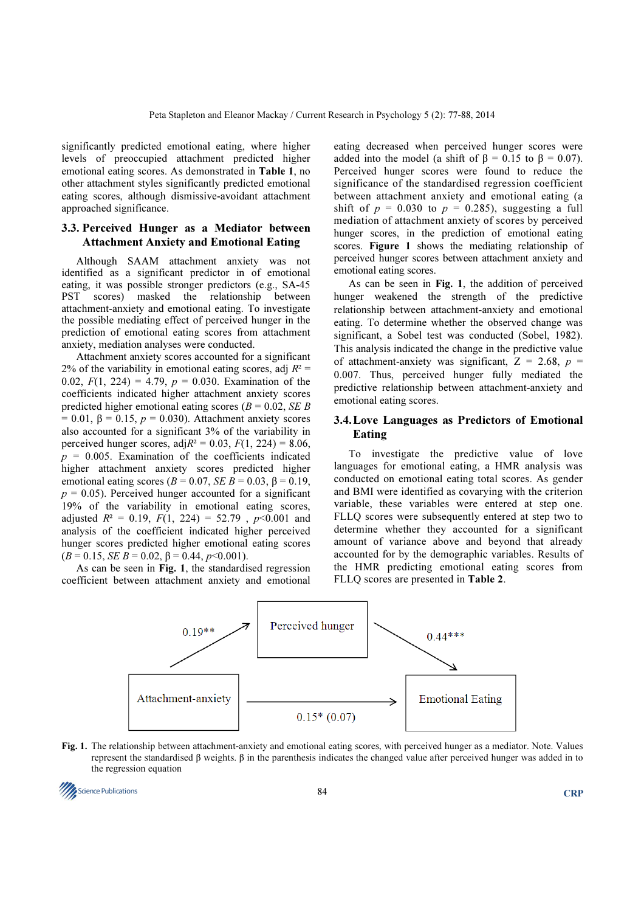significantly predicted emotional eating, where higher levels of preoccupied attachment predicted higher emotional eating scores. As demonstrated in **Table 1**, no other attachment styles significantly predicted emotional eating scores, although dismissive-avoidant attachment approached significance.

### 3.3. Perceived Hunger as a Mediator between Attachment Anxiety and Emotional Eating

Although SAAM attachment anxiety was not identified as a significant predictor in of emotional eating, it was possible stronger predictors (e.g., SA-45 PST scores) masked the relationship between attachment-anxiety and emotional eating. To investigate the possible mediating effect of perceived hunger in the prediction of emotional eating scores from attachment anxiety, mediation analyses were conducted.

Attachment anxiety scores accounted for a significant 2% of the variability in emotional eating scores, adj $R^2 = 0.02$, $F(1, 224) = 4.79$, $p = 0.030$. Examination of the coefficients indicated higher attachment anxiety scores predicted higher emotional eating scores ($B = 0.02$, $SE\ B = 0.01$, $\beta = 0.15$, $p = 0.030$). Attachment anxiety scores also accounted for a significant 3% of the variability in perceived hunger scores, adj$R^2 = 0.03$, $F(1, 224) = 8.06$, $p = 0.005$. Examination of the coefficients indicated higher attachment anxiety scores predicted higher emotional eating scores ($B = 0.07$, $SE\ B = 0.03$, $\beta = 0.19$, $p = 0.05$). Perceived hunger accounted for a significant 19% of the variability in emotional eating scores, adjusted $R^2 = 0.19$, $F(1, 224) = 52.79$, $p<0.001$ and analysis of the coefficient indicated higher perceived hunger scores predicted higher emotional eating scores ($B = 0.15$, $SE\ B = 0.02$, $\beta = 0.44$, $p<0.001$).

As can be seen in **Fig. 1**, the standardised regression coefficient between attachment anxiety and emotional eating decreased when perceived hunger scores were added into the model (a shift of $\beta = 0.15$ to $\beta = 0.07$). Perceived hunger scores were found to reduce the significance of the standardised regression coefficient between attachment anxiety and emotional eating (a shift of $p = 0.030$ to $p = 0.285$), suggesting a full mediation of attachment anxiety of scores by perceived hunger scores, in the prediction of emotional eating scores. **Figure 1** shows the mediating relationship of perceived hunger scores between attachment anxiety and emotional eating scores.

As can be seen in **Fig. 1**, the addition of perceived hunger weakened the strength of the predictive relationship between attachment-anxiety and emotional eating. To determine whether the observed change was significant, a Sobel test was conducted (Sobel, 1982). This analysis indicated the change in the predictive value of attachment-anxiety was significant, $Z = 2.68$, $p = 0.007$. Thus, perceived hunger fully mediated the predictive relationship between attachment-anxiety and emotional eating scores.

### 3.4. Love Languages as Predictors of Emotional Eating

To investigate the predictive value of love languages for emotional eating, a HMR analysis was conducted on emotional eating total scores. As gender and BMI were identified as covarying with the criterion variable, these variables were entered at step one. FLLQ scores were subsequently entered at step two to determine whether they accounted for a significant amount of variance above and beyond that already accounted for by the demographic variables. Results of the HMR predicting emotional eating scores from FLLQ scores are presented in **Table 2**.

Perceived hunger

0.19**

0.44***

Attachment-anxiety

Emotional Eating

0.15* (0.07)

**Fig. 1.** The relationship between attachment-anxiety and emotional eating scores, with perceived hunger as a mediator. Note. Values represent the standardised β weights. β in the parenthesis indicates the changed value after perceived hunger was added in to the regression equation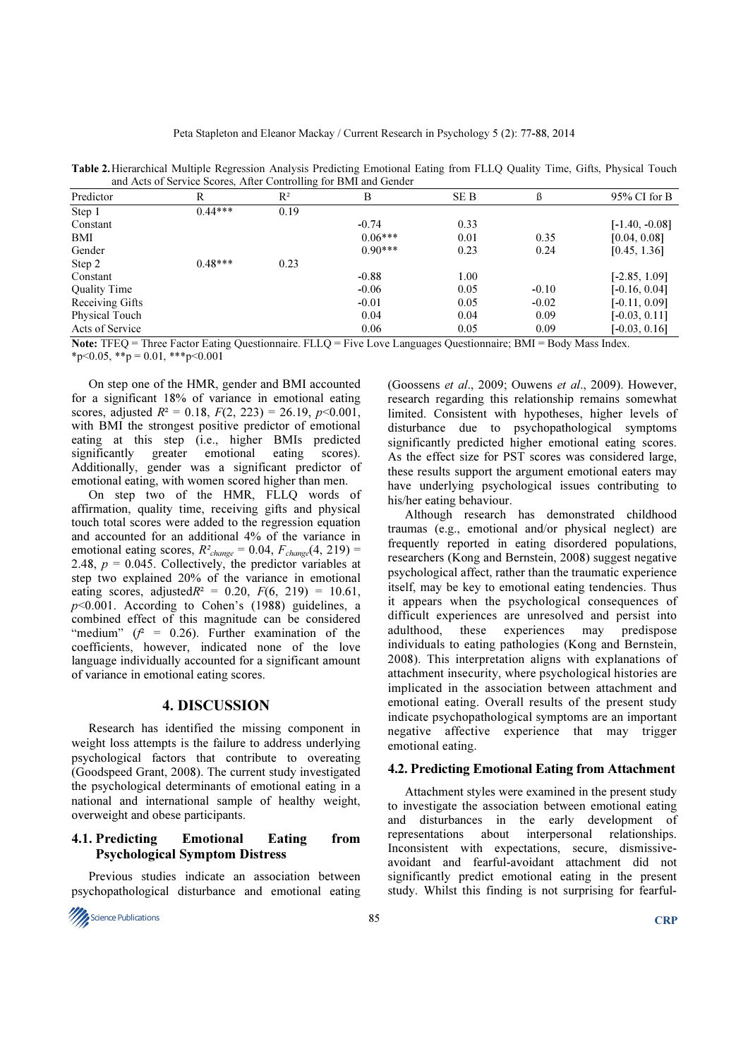**Table 2.** Hierarchical Multiple Regression Analysis Predicting Emotional Eating from FLLQ Quality Time, Gifts, Physical Touch and Acts of Service Scores, After Controlling for BMI and Gender

| Predictor | R | R² | B | SE B | ß | 95% CI for B |
|---|---|---|---|---|---|---|
| Step 1 | 0.44*** | 0.19 | | | | |
| Constant | | | -0.74 | 0.33 | | [-1.40, -0.08] |
| BMI | | | 0.06*** | 0.01 | 0.35 | [0.04, 0.08] |
| Gender | | | 0.90*** | 0.23 | 0.24 | [0.45, 1.36] |
| Step 2 | 0.48*** | 0.23 | | | | |
| Constant | | | -0.88 | 1.00 | | [-2.85, 1.09] |
| Quality Time | | | -0.06 | 0.05 | -0.10 | [-0.16, 0.04] |
| Receiving Gifts | | | -0.01 | 0.05 | -0.02 | [-0.11, 0.09] |
| Physical Touch | | | 0.04 | 0.04 | 0.09 | [-0.03, 0.11] |
| Acts of Service | | | 0.06 | 0.05 | 0.09 | [-0.03, 0.16] |

**Note:** TFEQ = Three Factor Eating Questionnaire. FLLQ = Five Love Languages Questionnaire; BMI = Body Mass Index.
*p<0.05, **p = 0.01, ***p<0.001

On step one of the HMR, gender and BMI accounted for a significant 18% of variance in emotional eating scores, adjusted $R^2 = 0.18$, $F(2, 223) = 26.19$, $p<0.001$, with BMI the strongest positive predictor of emotional eating at this step (i.e., higher BMIs predicted significantly greater emotional eating scores). Additionally, gender was a significant predictor of emotional eating, with women scored higher than men.

On step two of the HMR, FLLQ words of affirmation, quality time, receiving gifts and physical touch total scores were added to the regression equation and accounted for an additional 4% of the variance in emotional eating scores, $R^2_{change} = 0.04$, $F_{change}(4, 219) = 2.48$, $p = 0.045$. Collectively, the predictor variables at step two explained 20% of the variance in emotional eating scores, adjusted$R^2 = 0.20$, $F(6, 219) = 10.61$, $p<0.001$. According to Cohen's (1988) guidelines, a combined effect of this magnitude can be considered "medium" ($f^2 = 0.26$). Further examination of the coefficients, however, indicated none of the love language individually accounted for a significant amount of variance in emotional eating scores.

## 4. DISCUSSION

Research has identified the missing component in weight loss attempts is the failure to address underlying psychological factors that contribute to overeating (Goodspeed Grant, 2008). The current study investigated the psychological determinants of emotional eating in a national and international sample of healthy weight, overweight and obese participants.

### 4.1. Predicting Emotional Eating from Psychological Symptom Distress

Previous studies indicate an association between psychopathological disturbance and emotional eating (Goossens *et al*., 2009; Ouwens *et al*., 2009). However, research regarding this relationship remains somewhat limited. Consistent with hypotheses, higher levels of disturbance due to psychopathological symptoms significantly predicted higher emotional eating scores. As the effect size for PST scores was considered large, these results support the argument emotional eaters may have underlying psychological issues contributing to his/her eating behaviour.

Although research has demonstrated childhood traumas (e.g., emotional and/or physical neglect) are frequently reported in eating disordered populations, researchers (Kong and Bernstein, 2008) suggest negative psychological affect, rather than the traumatic experience itself, may be key to emotional eating tendencies. Thus it appears when the psychological consequences of difficult experiences are unresolved and persist into adulthood, these experiences may predispose individuals to eating pathologies (Kong and Bernstein, 2008). This interpretation aligns with explanations of attachment insecurity, where psychological histories are implicated in the association between attachment and emotional eating. Overall results of the present study indicate psychopathological symptoms are an important negative affective experience that may trigger emotional eating.

### 4.2. Predicting Emotional Eating from Attachment

Attachment styles were examined in the present study to investigate the association between emotional eating and disturbances in the early development of representations about interpersonal relationships. Inconsistent with expectations, secure, dismissive-avoidant and fearful-avoidant attachment did not significantly predict emotional eating in the present study. Whilst this finding is not surprising for fearful-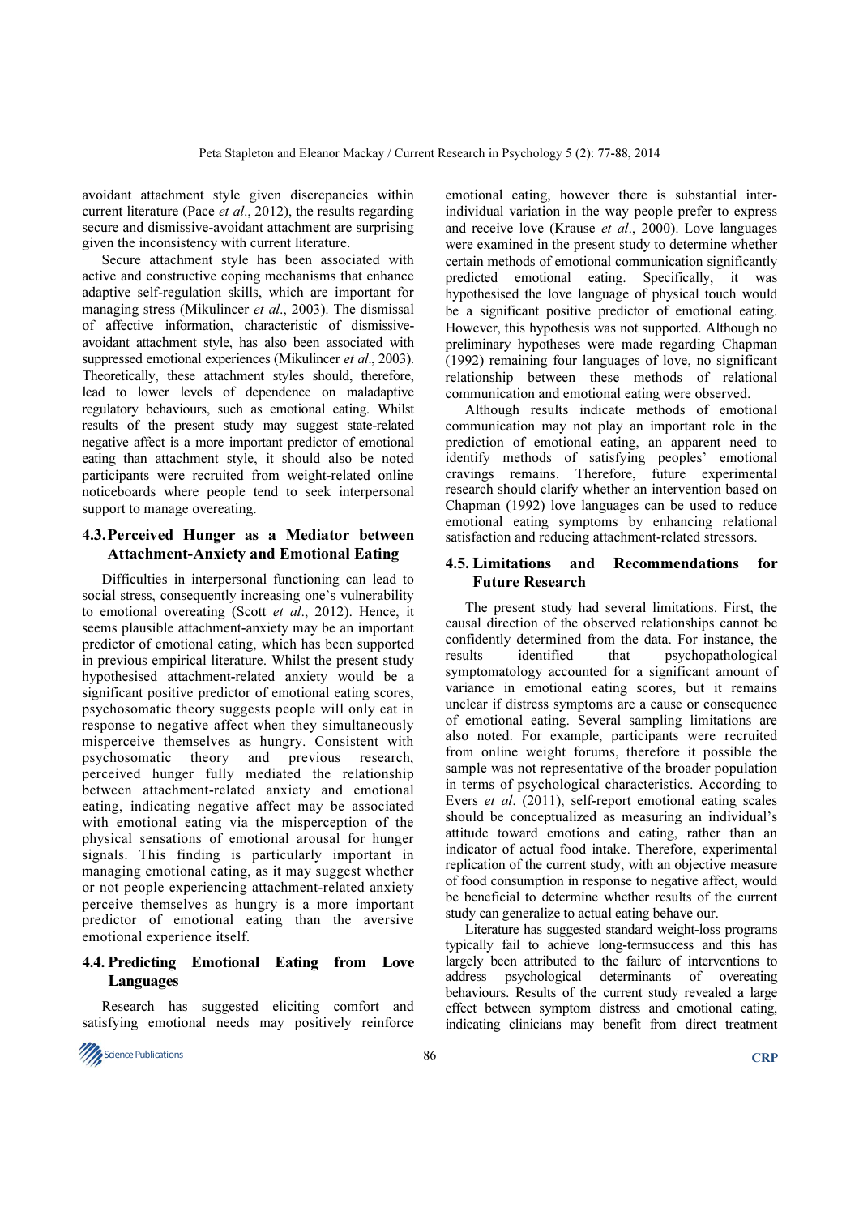avoidant attachment style given discrepancies within current literature (Pace *et al*., 2012), the results regarding secure and dismissive-avoidant attachment are surprising given the inconsistency with current literature.

Secure attachment style has been associated with active and constructive coping mechanisms that enhance adaptive self-regulation skills, which are important for managing stress (Mikulincer *et al*., 2003). The dismissal of affective information, characteristic of dismissive-avoidant attachment style, has also been associated with suppressed emotional experiences (Mikulincer *et al*., 2003). Theoretically, these attachment styles should, therefore, lead to lower levels of dependence on maladaptive regulatory behaviours, such as emotional eating. Whilst results of the present study may suggest state-related negative affect is a more important predictor of emotional eating than attachment style, it should also be noted participants were recruited from weight-related online noticeboards where people tend to seek interpersonal support to manage overeating.

### 4.3. Perceived Hunger as a Mediator between Attachment-Anxiety and Emotional Eating

Difficulties in interpersonal functioning can lead to social stress, consequently increasing one's vulnerability to emotional overeating (Scott *et al*., 2012). Hence, it seems plausible attachment-anxiety may be an important predictor of emotional eating, which has been supported in previous empirical literature. Whilst the present study hypothesised attachment-related anxiety would be a significant positive predictor of emotional eating scores, psychosomatic theory suggests people will only eat in response to negative affect when they simultaneously misperceive themselves as hungry. Consistent with psychosomatic theory and previous research, perceived hunger fully mediated the relationship between attachment-related anxiety and emotional eating, indicating negative affect may be associated with emotional eating via the misperception of the physical sensations of emotional arousal for hunger signals. This finding is particularly important in managing emotional eating, as it may suggest whether or not people experiencing attachment-related anxiety perceive themselves as hungry is a more important predictor of emotional eating than the aversive emotional experience itself.

### 4.4. Predicting Emotional Eating from Love Languages

Research has suggested eliciting comfort and satisfying emotional needs may positively reinforce emotional eating, however there is substantial inter-individual variation in the way people prefer to express and receive love (Krause *et al*., 2000). Love languages were examined in the present study to determine whether certain methods of emotional communication significantly predicted emotional eating. Specifically, it was hypothesised the love language of physical touch would be a significant positive predictor of emotional eating. However, this hypothesis was not supported. Although no preliminary hypotheses were made regarding Chapman (1992) remaining four languages of love, no significant relationship between these methods of relational communication and emotional eating were observed.

Although results indicate methods of emotional communication may not play an important role in the prediction of emotional eating, an apparent need to identify methods of satisfying peoples' emotional cravings remains. Therefore, future experimental research should clarify whether an intervention based on Chapman (1992) love languages can be used to reduce emotional eating symptoms by enhancing relational satisfaction and reducing attachment-related stressors.

### 4.5. Limitations and Recommendations for Future Research

The present study had several limitations. First, the causal direction of the observed relationships cannot be confidently determined from the data. For instance, the results identified that psychopathological symptomatology accounted for a significant amount of variance in emotional eating scores, but it remains unclear if distress symptoms are a cause or consequence of emotional eating. Several sampling limitations are also noted. For example, participants were recruited from online weight forums, therefore it possible the sample was not representative of the broader population in terms of psychological characteristics. According to Evers *et al*. (2011), self-report emotional eating scales should be conceptualized as measuring an individual's attitude toward emotions and eating, rather than an indicator of actual food intake. Therefore, experimental replication of the current study, with an objective measure of food consumption in response to negative affect, would be beneficial to determine whether results of the current study can generalize to actual eating behave our.

Literature has suggested standard weight-loss programs typically fail to achieve long-termsuccess and this has largely been attributed to the failure of interventions to address psychological determinants of overeating behaviours. Results of the current study revealed a large effect between symptom distress and emotional eating, indicating clinicians may benefit from direct treatment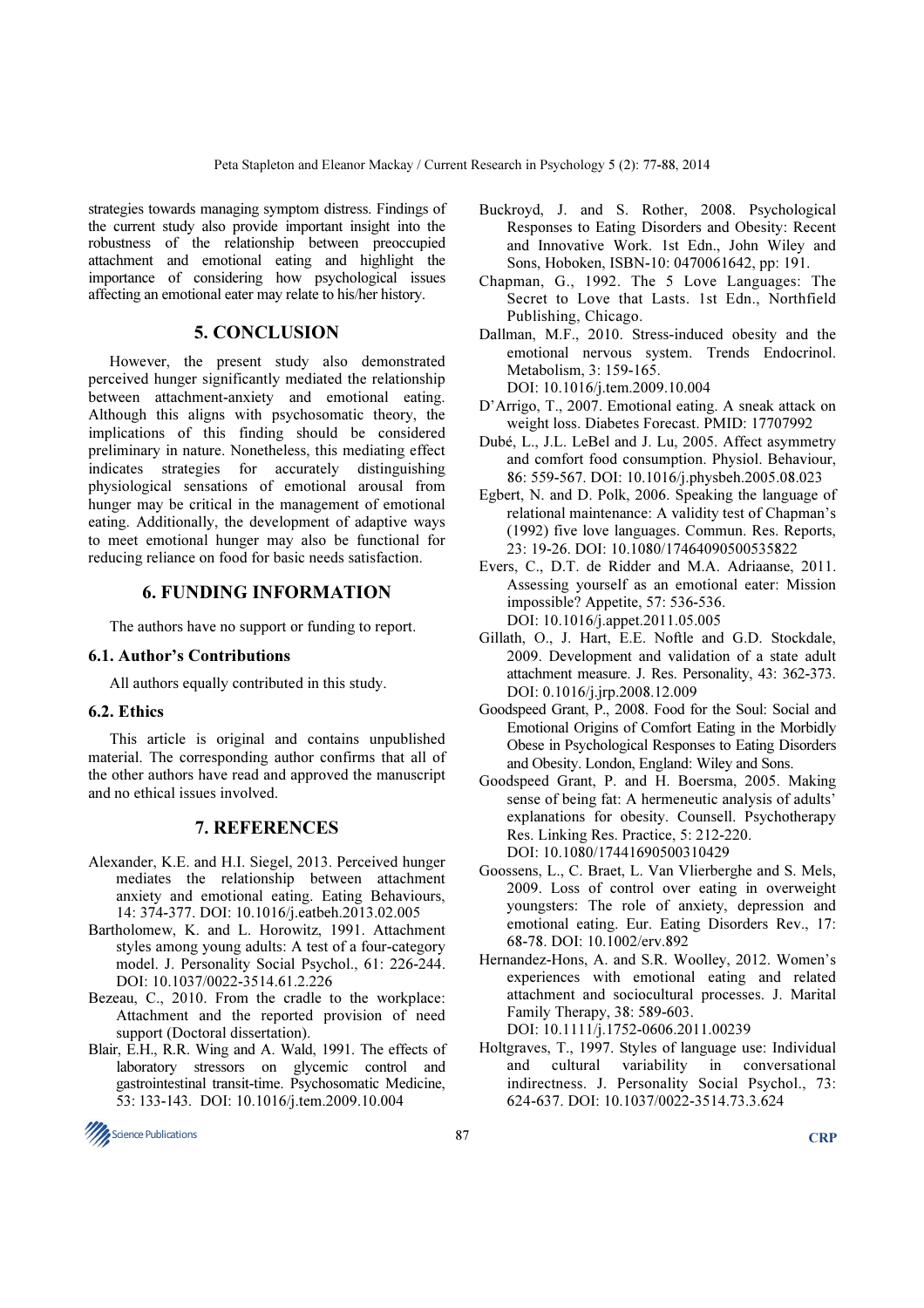strategies towards managing symptom distress. Findings of the current study also provide important insight into the robustness of the relationship between preoccupied attachment and emotional eating and highlight the importance of considering how psychological issues affecting an emotional eater may relate to his/her history.

## 5. CONCLUSION

However, the present study also demonstrated perceived hunger significantly mediated the relationship between attachment-anxiety and emotional eating. Although this aligns with psychosomatic theory, the implications of this finding should be considered preliminary in nature. Nonetheless, this mediating effect indicates strategies for accurately distinguishing physiological sensations of emotional arousal from hunger may be critical in the management of emotional eating. Additionally, the development of adaptive ways to meet emotional hunger may also be functional for reducing reliance on food for basic needs satisfaction.

## 6. FUNDING INFORMATION

The authors have no support or funding to report.

### 6.1. Author's Contributions

All authors equally contributed in this study.

### 6.2. Ethics

This article is original and contains unpublished material. The corresponding author confirms that all of the other authors have read and approved the manuscript and no ethical issues involved.

## 7. REFERENCES

Alexander, K.E. and H.I. Siegel, 2013. Perceived hunger mediates the relationship between attachment anxiety and emotional eating. Eating Behaviours, 14: 374-377. DOI: 10.1016/j.eatbeh.2013.02.005

Bartholomew, K. and L. Horowitz, 1991. Attachment styles among young adults: A test of a four-category model. J. Personality Social Psychol., 61: 226-244. DOI: 10.1037/0022-3514.61.2.226

Bezeau, C., 2010. From the cradle to the workplace: Attachment and the reported provision of need support (Doctoral dissertation).

Blair, E.H., R.R. Wing and A. Wald, 1991. The effects of laboratory stressors on glycemic control and gastrointestinal transit-time. Psychosomatic Medicine, 53: 133-143. DOI: 10.1016/j.tem.2009.10.004

Buckroyd, J. and S. Rother, 2008. Psychological Responses to Eating Disorders and Obesity: Recent and Innovative Work. 1st Edn., John Wiley and Sons, Hoboken, ISBN-10: 0470061642, pp: 191.

Chapman, G., 1992. The 5 Love Languages: The Secret to Love that Lasts. 1st Edn., Northfield Publishing, Chicago.

Dallman, M.F., 2010. Stress-induced obesity and the emotional nervous system. Trends Endocrinol. Metabolism, 3: 159-165. DOI: 10.1016/j.tem.2009.10.004

D'Arrigo, T., 2007. Emotional eating. A sneak attack on weight loss. Diabetes Forecast. PMID: 17707992

Dubé, L., J.L. LeBel and J. Lu, 2005. Affect asymmetry and comfort food consumption. Physiol. Behaviour, 86: 559-567. DOI: 10.1016/j.physbeh.2005.08.023

Egbert, N. and D. Polk, 2006. Speaking the language of relational maintenance: A validity test of Chapman's (1992) five love languages. Commun. Res. Reports, 23: 19-26. DOI: 10.1080/17464090500535822

Evers, C., D.T. de Ridder and M.A. Adriaanse, 2011. Assessing yourself as an emotional eater: Mission impossible? Appetite, 57: 536-536. DOI: 10.1016/j.appet.2011.05.005

Gillath, O., J. Hart, E.E. Noftle and G.D. Stockdale, 2009. Development and validation of a state adult attachment measure. J. Res. Personality, 43: 362-373. DOI: 0.1016/j.jrp.2008.12.009

Goodspeed Grant, P., 2008. Food for the Soul: Social and Emotional Origins of Comfort Eating in the Morbidly Obese in Psychological Responses to Eating Disorders and Obesity. London, England: Wiley and Sons.

Goodspeed Grant, P. and H. Boersma, 2005. Making sense of being fat: A hermeneutic analysis of adults' explanations for obesity. Counsell. Psychotherapy Res. Linking Res. Practice, 5: 212-220. DOI: 10.1080/17441690500310429

Goossens, L., C. Braet, L. Van Vlierberghe and S. Mels, 2009. Loss of control over eating in overweight youngsters: The role of anxiety, depression and emotional eating. Eur. Eating Disorders Rev., 17: 68-78. DOI: 10.1002/erv.892

Hernandez-Hons, A. and S.R. Woolley, 2012. Women's experiences with emotional eating and related attachment and sociocultural processes. J. Marital Family Therapy, 38: 589-603. DOI: 10.1111/j.1752-0606.2011.00239

Holtgraves, T., 1997. Styles of language use: Individual and cultural variability in conversational indirectness. J. Personality Social Psychol., 73: 624-637. DOI: 10.1037/0022-3514.73.3.624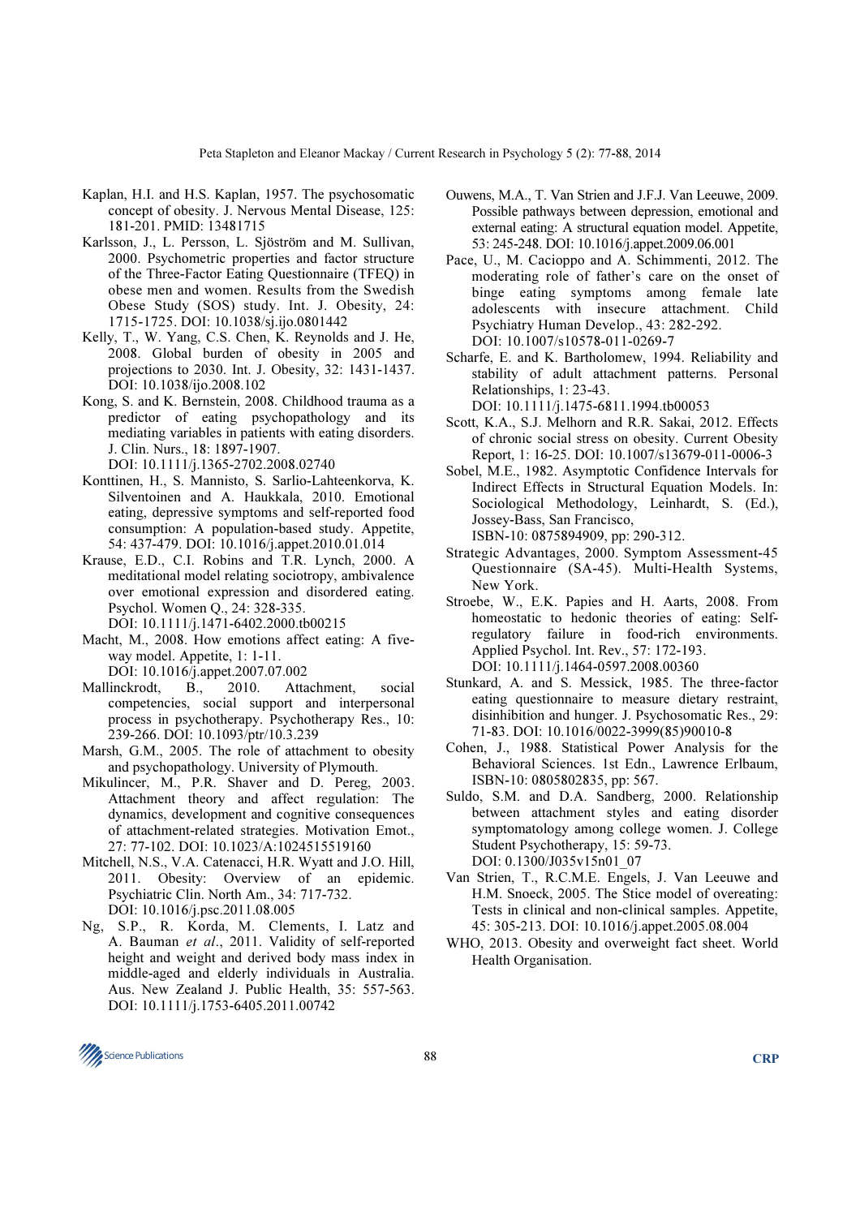Kaplan, H.I. and H.S. Kaplan, 1957. The psychosomatic concept of obesity. J. Nervous Mental Disease, 125: 181-201. PMID: 13481715

Karlsson, J., L. Persson, L. Sjöström and M. Sullivan, 2000. Psychometric properties and factor structure of the Three-Factor Eating Questionnaire (TFEQ) in obese men and women. Results from the Swedish Obese Study (SOS) study. Int. J. Obesity, 24: 1715-1725. DOI: 10.1038/sj.ijo.0801442

Kelly, T., W. Yang, C.S. Chen, K. Reynolds and J. He, 2008. Global burden of obesity in 2005 and projections to 2030. Int. J. Obesity, 32: 1431-1437. DOI: 10.1038/ijo.2008.102

Kong, S. and K. Bernstein, 2008. Childhood trauma as a predictor of eating psychopathology and its mediating variables in patients with eating disorders. J. Clin. Nurs., 18: 1897-1907. DOI: 10.1111/j.1365-2702.2008.02740

Konttinen, H., S. Mannisto, S. Sarlio-Lahteenkorva, K. Silventoinen and A. Haukkala, 2010. Emotional eating, depressive symptoms and self-reported food consumption: A population-based study. Appetite, 54: 437-479. DOI: 10.1016/j.appet.2010.01.014

Krause, E.D., C.I. Robins and T.R. Lynch, 2000. A meditational model relating sociotropy, ambivalence over emotional expression and disordered eating. Psychol. Women Q., 24: 328-335. DOI: 10.1111/j.1471-6402.2000.tb00215

Macht, M., 2008. How emotions affect eating: A five-way model. Appetite, 1: 1-11. DOI: 10.1016/j.appet.2007.07.002

Mallinckrodt, B., 2010. Attachment, social competencies, social support and interpersonal process in psychotherapy. Psychotherapy Res., 10: 239-266. DOI: 10.1093/ptr/10.3.239

Marsh, G.M., 2005. The role of attachment to obesity and psychopathology. University of Plymouth.

Mikulincer, M., P.R. Shaver and D. Pereg, 2003. Attachment theory and affect regulation: The dynamics, development and cognitive consequences of attachment-related strategies. Motivation Emot., 27: 77-102. DOI: 10.1023/A:1024515519160

Mitchell, N.S., V.A. Catenacci, H.R. Wyatt and J.O. Hill, 2011. Obesity: Overview of an epidemic. Psychiatric Clin. North Am., 34: 717-732. DOI: 10.1016/j.psc.2011.08.005

Ng, S.P., R. Korda, M. Clements, I. Latz and A. Bauman *et al*., 2011. Validity of self-reported height and weight and derived body mass index in middle-aged and elderly individuals in Australia. Aus. New Zealand J. Public Health, 35: 557-563. DOI: 10.1111/j.1753-6405.2011.00742

Ouwens, M.A., T. Van Strien and J.F.J. Van Leeuwe, 2009. Possible pathways between depression, emotional and external eating: A structural equation model. Appetite, 53: 245-248. DOI: 10.1016/j.appet.2009.06.001

Pace, U., M. Cacioppo and A. Schimmenti, 2012. The moderating role of father's care on the onset of binge eating symptoms among female late adolescents with insecure attachment. Child Psychiatry Human Develop., 43: 282-292. DOI: 10.1007/s10578-011-0269-7

Scharfe, E. and K. Bartholomew, 1994. Reliability and stability of adult attachment patterns. Personal Relationships, 1: 23-43. DOI: 10.1111/j.1475-6811.1994.tb00053

Scott, K.A., S.J. Melhorn and R.R. Sakai, 2012. Effects of chronic social stress on obesity. Current Obesity Report, 1: 16-25. DOI: 10.1007/s13679-011-0006-3

Sobel, M.E., 1982. Asymptotic Confidence Intervals for Indirect Effects in Structural Equation Models. In: Sociological Methodology, Leinhardt, S. (Ed.), Jossey-Bass, San Francisco, ISBN-10: 0875894909, pp: 290-312.

Strategic Advantages, 2000. Symptom Assessment-45 Questionnaire (SA-45). Multi-Health Systems, New York.

Stroebe, W., E.K. Papies and H. Aarts, 2008. From homeostatic to hedonic theories of eating: Self-regulatory failure in food-rich environments. Applied Psychol. Int. Rev., 57: 172-193. DOI: 10.1111/j.1464-0597.2008.00360

Stunkard, A. and S. Messick, 1985. The three-factor eating questionnaire to measure dietary restraint, disinhibition and hunger. J. Psychosomatic Res., 29: 71-83. DOI: 10.1016/0022-3999(85)90010-8

Cohen, J., 1988. Statistical Power Analysis for the Behavioral Sciences. 1st Edn., Lawrence Erlbaum, ISBN-10: 0805802835, pp: 567.

Suldo, S.M. and D.A. Sandberg, 2000. Relationship between attachment styles and eating disorder symptomatology among college women. J. College Student Psychotherapy, 15: 59-73. DOI: 0.1300/J035v15n01_07

Van Strien, T., R.C.M.E. Engels, J. Van Leeuwe and H.M. Snoeck, 2005. The Stice model of overeating: Tests in clinical and non-clinical samples. Appetite, 45: 305-213. DOI: 10.1016/j.appet.2005.08.004

WHO, 2013. Obesity and overweight fact sheet. World Health Organisation.